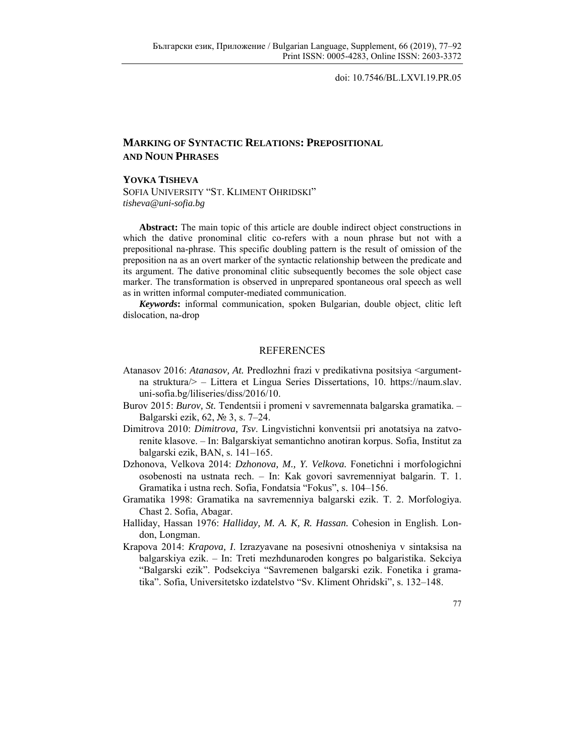doi: 10.7546/BL.LXVI.19.PR.05

# MARKING OF SYNTACTIC RELATIONS: PREPOSITIONAL AND NOUN PHRASES

**YOVKA TISHEVA**
SOFIA UNIVERSITY "ST. KLIMENT OHRIDSKI"
*tisheva@uni-sofia.bg*

**Abstract:** The main topic of this article are double indirect object constructions in which the dative pronominal clitic co-refers with a noun phrase but not with a prepositional na-phrase. This specific doubling pattern is the result of omission of the preposition na as an overt marker of the syntactic relationship between the predicate and its argument. The dative pronominal clitic subsequently becomes the sole object case marker. The transformation is observed in unprepared spontaneous oral speech as well as in written informal computer-mediated communication.

***Keywords*:** informal communication, spoken Bulgarian, double object, clitic left dislocation, na-drop

## REFERENCES

Atanasov 2016: *Atanasov, At.* Predlozhni frazi v predikativna positsiya <argument-na struktura/> – Littera et Lingua Series Dissertations, 10. https://naum.slav.uni-sofia.bg/liliseries/diss/2016/10.

Burov 2015: *Burov, St.* Tendentsii i promeni v savremennata balgarska gramatika. – Balgarski ezik, 62, № 3, s. 7–24.

Dimitrova 2010: *Dimitrova, Tsv*. Lingvistichni konventsii pri anotatsiya na zatvorenite klasove. – In: Balgarskiyat semantichno anotiran korpus. Sofia, Institut za balgarski ezik, BAN, s. 141–165.

Dzhonova, Velkova 2014: *Dzhonova, M., Y. Velkova.* Fonetichni i morfologichni osobenosti na ustnata rech. – In: Kak govori savremenniyat balgarin. T. 1. Gramatika i ustna rech. Sofia, Fondatsia "Fokus", s. 104–156.

Gramatika 1998: Gramatika na savremenniya balgarski ezik. T. 2. Morfologiya. Chast 2. Sofia, Abagar.

Halliday, Hassan 1976: *Halliday, M. A. K, R. Hassan.* Cohesion in English. London, Longman.

Krapova 2014: *Krapova, I.* Izrazyavane na posesivni otnosheniya v sintaksisa na balgarskiya ezik. – In: Treti mezhdunaroden kongres po balgaristika. Sekciya "Balgarski ezik". Podsekciya "Savremenen balgarski ezik. Fonetika i gramatika". Sofia, Universitetsko izdatelstvo "Sv. Kliment Ohridski", s. 132–148.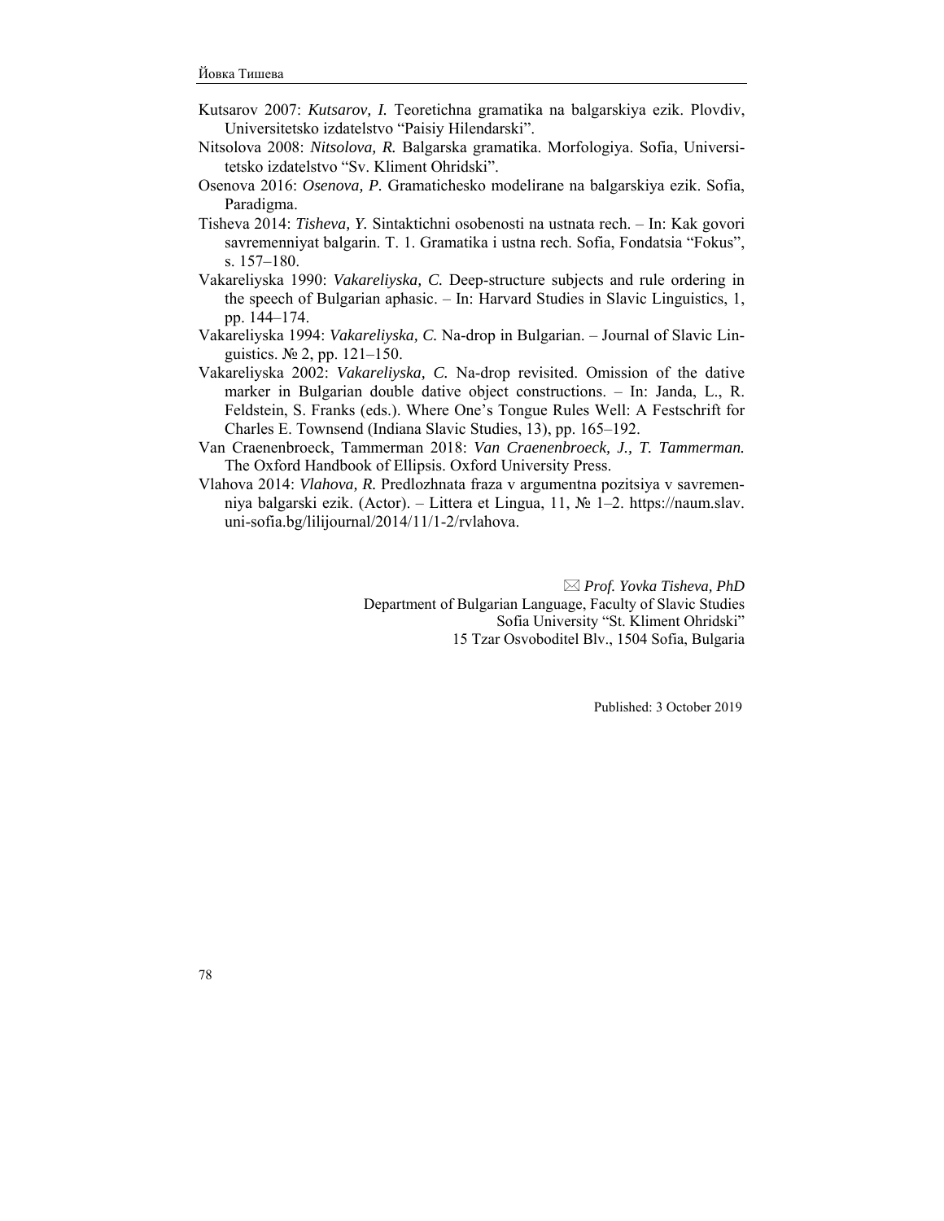Kutsarov 2007: ***Kutsarov, I.*** Teoretichna gramatika na balgarskiya ezik. Plovdiv, Universitetsko izdatelstvo "Paisiy Hilendarski".

Nitsolova 2008: ***Nitsolova, R.*** Balgarska gramatika. Morfologiya. Sofia, Universitetsko izdatelstvo "Sv. Kliment Ohridski".

Osenova 2016: ***Osenova, P.*** Gramatichesko modelirane na balgarskiya ezik. Sofia, Paradigma.

Tisheva 2014: ***Tisheva, Y.*** Sintaktichni osobenosti na ustnata rech. – In: Kak govori savremenniyat balgarin. T. 1. Gramatika i ustna rech. Sofia, Fondatsia "Fokus", s. 157–180.

Vakareliyska 1990: ***Vakareliyska, C.*** Deep-structure subjects and rule ordering in the speech of Bulgarian aphasic. – In: Harvard Studies in Slavic Linguistics, 1, pp. 144–174.

Vakareliyska 1994: ***Vakareliyska, C.*** Na-drop in Bulgarian. – Journal of Slavic Linguistics. № 2, pp. 121–150.

Vakareliyska 2002: ***Vakareliyska, C.*** Na-drop revisited. Omission of the dative marker in Bulgarian double dative object constructions. – In: Janda, L., R. Feldstein, S. Franks (eds.). Where One's Tongue Rules Well: A Festschrift for Charles E. Townsend (Indiana Slavic Studies, 13), pp. 165–192.

Van Craenenbroeck, Tammerman 2018: ***Van Craenenbroeck, J., T. Tammerman.*** The Oxford Handbook of Ellipsis. Oxford University Press.

Vlahova 2014: ***Vlahova, R.*** Predlozhnata fraza v argumentna pozitsiya v savremenniya balgarski ezik. (Actor). – Littera et Lingua, 11, № 1–2. https://naum.slav.uni-sofia.bg/lilijournal/2014/11/1-2/rvlahova.

✉ *Prof. Yovka Tisheva, PhD*
Department of Bulgarian Language, Faculty of Slavic Studies
Sofia University "St. Kliment Ohridski"
15 Tzar Osvoboditel Blv., 1504 Sofia, Bulgaria

Published: 3 October 2019